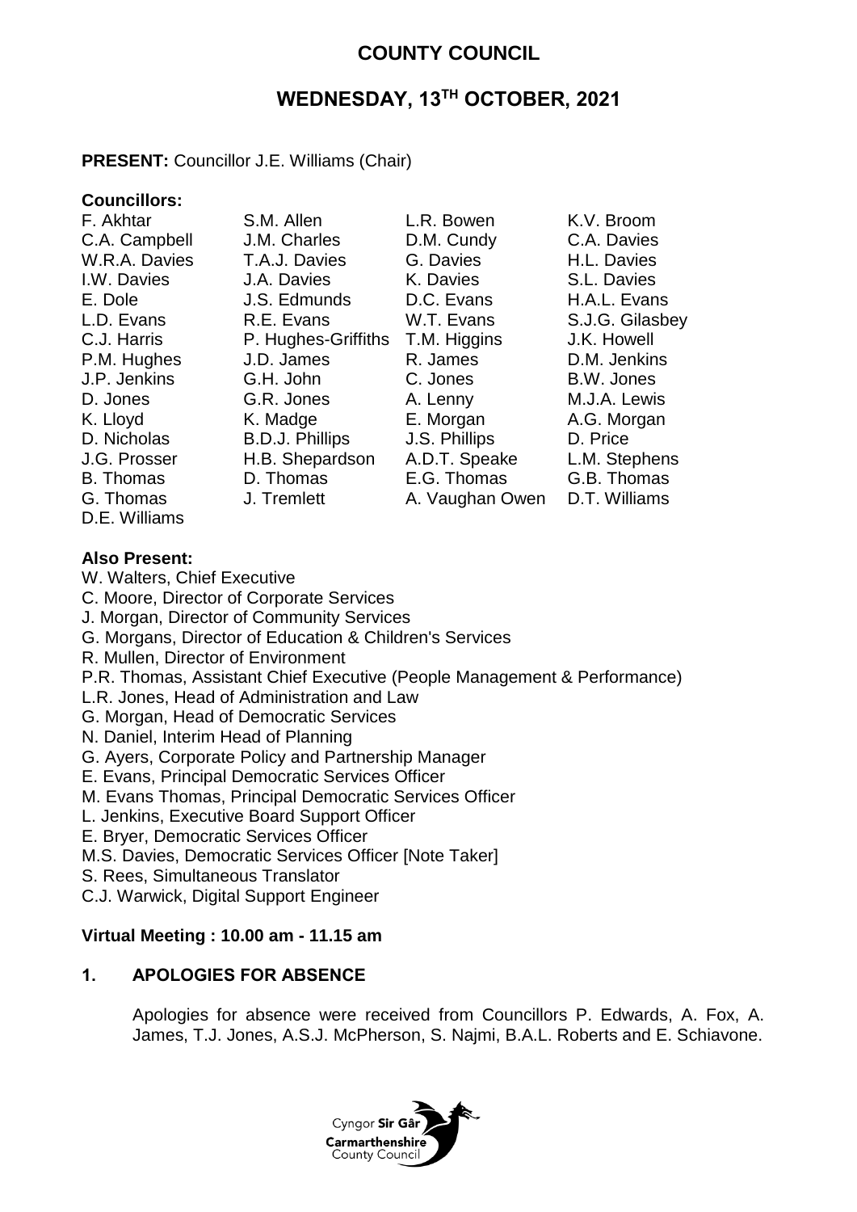# COUNTY COUNCIL

## WEDNESDAY, 13TH OCTOBER, 2021

**PRESENT:** Councillor J.E. Williams (Chair)

**Councillors:**

| | | | |
|---|---|---|---|
| F. Akhtar | S.M. Allen | L.R. Bowen | K.V. Broom |
| C.A. Campbell | J.M. Charles | D.M. Cundy | C.A. Davies |
| W.R.A. Davies | T.A.J. Davies | G. Davies | H.L. Davies |
| I.W. Davies | J.A. Davies | K. Davies | S.L. Davies |
| E. Dole | J.S. Edmunds | D.C. Evans | H.A.L. Evans |
| L.D. Evans | R.E. Evans | W.T. Evans | S.J.G. Gilasbey |
| C.J. Harris | P. Hughes-Griffiths | T.M. Higgins | J.K. Howell |
| P.M. Hughes | J.D. James | R. James | D.M. Jenkins |
| J.P. Jenkins | G.H. John | C. Jones | B.W. Jones |
| D. Jones | G.R. Jones | A. Lenny | M.J.A. Lewis |
| K. Lloyd | K. Madge | E. Morgan | A.G. Morgan |
| D. Nicholas | B.D.J. Phillips | J.S. Phillips | D. Price |
| J.G. Prosser | H.B. Shepardson | A.D.T. Speake | L.M. Stephens |
| B. Thomas | D. Thomas | E.G. Thomas | G.B. Thomas |
| G. Thomas | J. Tremlett | A. Vaughan Owen | D.T. Williams |
| D.E. Williams | | | |

**Also Present:**

W. Walters, Chief Executive
C. Moore, Director of Corporate Services
J. Morgan, Director of Community Services
G. Morgans, Director of Education & Children's Services
R. Mullen, Director of Environment
P.R. Thomas, Assistant Chief Executive (People Management & Performance)
L.R. Jones, Head of Administration and Law
G. Morgan, Head of Democratic Services
N. Daniel, Interim Head of Planning
G. Ayers, Corporate Policy and Partnership Manager
E. Evans, Principal Democratic Services Officer
M. Evans Thomas, Principal Democratic Services Officer
L. Jenkins, Executive Board Support Officer
E. Bryer, Democratic Services Officer
M.S. Davies, Democratic Services Officer [Note Taker]
S. Rees, Simultaneous Translator
C.J. Warwick, Digital Support Engineer

**Virtual Meeting : 10.00 am - 11.15 am**

### 1. APOLOGIES FOR ABSENCE

Apologies for absence were received from Councillors P. Edwards, A. Fox, A. James, T.J. Jones, A.S.J. McPherson, S. Najmi, B.A.L. Roberts and E. Schiavone.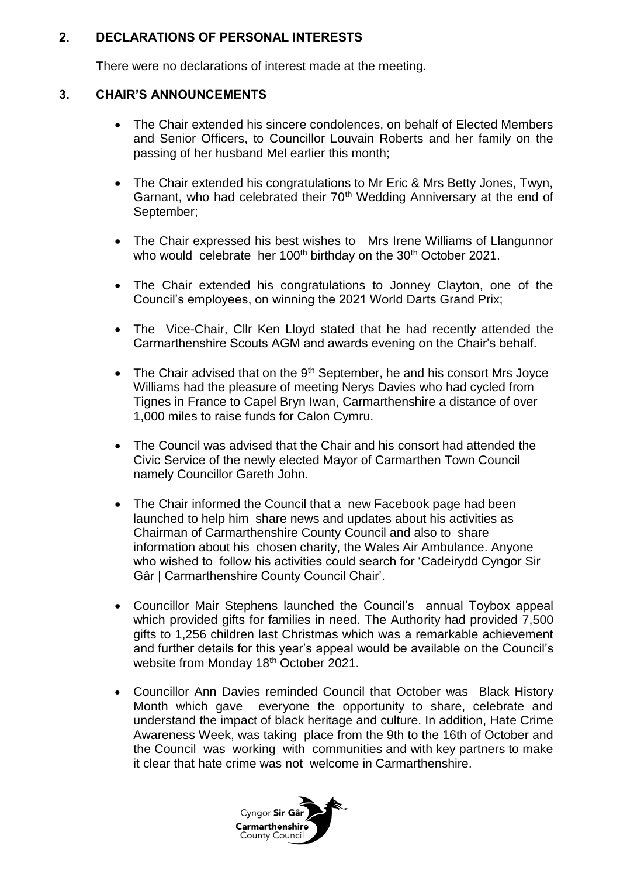## 2. DECLARATIONS OF PERSONAL INTERESTS

There were no declarations of interest made at the meeting.

## 3. CHAIR'S ANNOUNCEMENTS

- The Chair extended his sincere condolences, on behalf of Elected Members and Senior Officers, to Councillor Louvain Roberts and her family on the passing of her husband Mel earlier this month;

- The Chair extended his congratulations to Mr Eric & Mrs Betty Jones, Twyn, Garnant, who had celebrated their 70th Wedding Anniversary at the end of September;

- The Chair expressed his best wishes to Mrs Irene Williams of Llangunnor who would celebrate her 100th birthday on the 30th October 2021.

- The Chair extended his congratulations to Jonney Clayton, one of the Council's employees, on winning the 2021 World Darts Grand Prix;

- The Vice-Chair, Cllr Ken Lloyd stated that he had recently attended the Carmarthenshire Scouts AGM and awards evening on the Chair's behalf.

- The Chair advised that on the 9th September, he and his consort Mrs Joyce Williams had the pleasure of meeting Nerys Davies who had cycled from Tignes in France to Capel Bryn Iwan, Carmarthenshire a distance of over 1,000 miles to raise funds for Calon Cymru.

- The Council was advised that the Chair and his consort had attended the Civic Service of the newly elected Mayor of Carmarthen Town Council namely Councillor Gareth John.

- The Chair informed the Council that a new Facebook page had been launched to help him share news and updates about his activities as Chairman of Carmarthenshire County Council and also to share information about his chosen charity, the Wales Air Ambulance. Anyone who wished to follow his activities could search for 'Cadeirydd Cyngor Sir Gâr | Carmarthenshire County Council Chair'.

- Councillor Mair Stephens launched the Council's annual Toybox appeal which provided gifts for families in need. The Authority had provided 7,500 gifts to 1,256 children last Christmas which was a remarkable achievement and further details for this year's appeal would be available on the Council's website from Monday 18th October 2021.

- Councillor Ann Davies reminded Council that October was Black History Month which gave everyone the opportunity to share, celebrate and understand the impact of black heritage and culture. In addition, Hate Crime Awareness Week, was taking place from the 9th to the 16th of October and the Council was working with communities and with key partners to make it clear that hate crime was not welcome in Carmarthenshire.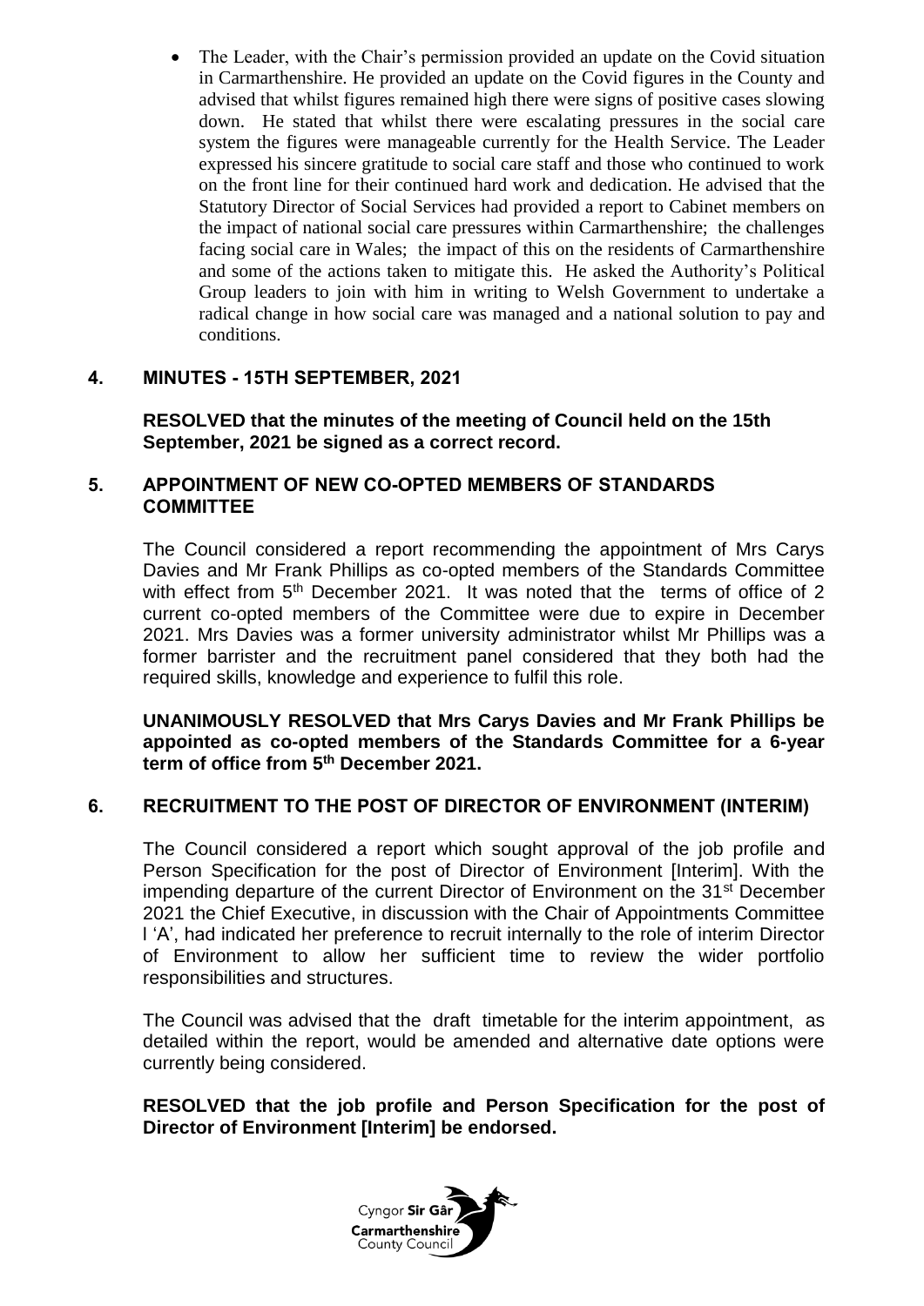- The Leader, with the Chair's permission provided an update on the Covid situation in Carmarthenshire. He provided an update on the Covid figures in the County and advised that whilst figures remained high there were signs of positive cases slowing down. He stated that whilst there were escalating pressures in the social care system the figures were manageable currently for the Health Service. The Leader expressed his sincere gratitude to social care staff and those who continued to work on the front line for their continued hard work and dedication. He advised that the Statutory Director of Social Services had provided a report to Cabinet members on the impact of national social care pressures within Carmarthenshire; the challenges facing social care in Wales; the impact of this on the residents of Carmarthenshire and some of the actions taken to mitigate this. He asked the Authority's Political Group leaders to join with him in writing to Welsh Government to undertake a radical change in how social care was managed and a national solution to pay and conditions.

## 4. MINUTES - 15TH SEPTEMBER, 2021

**RESOLVED that the minutes of the meeting of Council held on the 15th September, 2021 be signed as a correct record.**

## 5. APPOINTMENT OF NEW CO-OPTED MEMBERS OF STANDARDS COMMITTEE

The Council considered a report recommending the appointment of Mrs Carys Davies and Mr Frank Phillips as co-opted members of the Standards Committee with effect from 5th December 2021. It was noted that the terms of office of 2 current co-opted members of the Committee were due to expire in December 2021. Mrs Davies was a former university administrator whilst Mr Phillips was a former barrister and the recruitment panel considered that they both had the required skills, knowledge and experience to fulfil this role.

**UNANIMOUSLY RESOLVED that Mrs Carys Davies and Mr Frank Phillips be appointed as co-opted members of the Standards Committee for a 6-year term of office from 5th December 2021.**

## 6. RECRUITMENT TO THE POST OF DIRECTOR OF ENVIRONMENT (INTERIM)

The Council considered a report which sought approval of the job profile and Person Specification for the post of Director of Environment [Interim]. With the impending departure of the current Director of Environment on the 31st December 2021 the Chief Executive, in discussion with the Chair of Appointments Committee l 'A', had indicated her preference to recruit internally to the role of interim Director of Environment to allow her sufficient time to review the wider portfolio responsibilities and structures.

The Council was advised that the draft timetable for the interim appointment, as detailed within the report, would be amended and alternative date options were currently being considered.

**RESOLVED that the job profile and Person Specification for the post of Director of Environment [Interim] be endorsed.**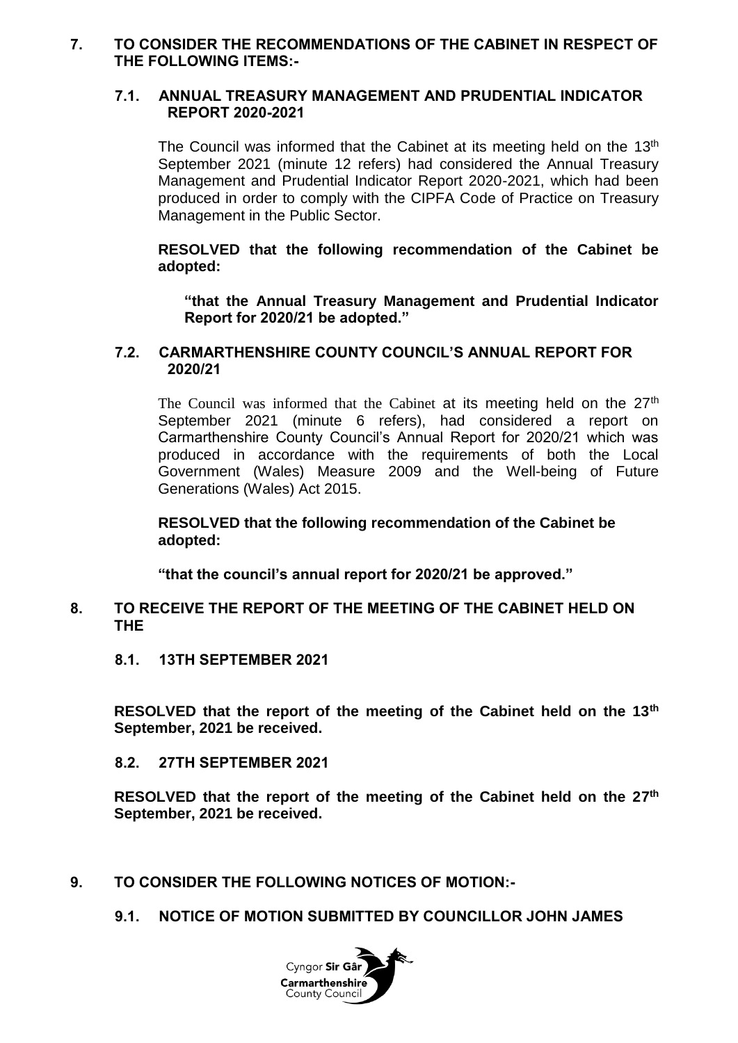## 7. TO CONSIDER THE RECOMMENDATIONS OF THE CABINET IN RESPECT OF THE FOLLOWING ITEMS:-

### 7.1. ANNUAL TREASURY MANAGEMENT AND PRUDENTIAL INDICATOR REPORT 2020-2021

The Council was informed that the Cabinet at its meeting held on the 13th September 2021 (minute 12 refers) had considered the Annual Treasury Management and Prudential Indicator Report 2020-2021, which had been produced in order to comply with the CIPFA Code of Practice on Treasury Management in the Public Sector.

**RESOLVED that the following recommendation of the Cabinet be adopted:**

> **"that the Annual Treasury Management and Prudential Indicator Report for 2020/21 be adopted."**

### 7.2. CARMARTHENSHIRE COUNTY COUNCIL'S ANNUAL REPORT FOR 2020/21

The Council was informed that the Cabinet at its meeting held on the 27th September 2021 (minute 6 refers), had considered a report on Carmarthenshire County Council's Annual Report for 2020/21 which was produced in accordance with the requirements of both the Local Government (Wales) Measure 2009 and the Well-being of Future Generations (Wales) Act 2015.

**RESOLVED that the following recommendation of the Cabinet be adopted:**

**"that the council's annual report for 2020/21 be approved."**

## 8. TO RECEIVE THE REPORT OF THE MEETING OF THE CABINET HELD ON THE

### 8.1. 13TH SEPTEMBER 2021

**RESOLVED that the report of the meeting of the Cabinet held on the 13th September, 2021 be received.**

### 8.2. 27TH SEPTEMBER 2021

**RESOLVED that the report of the meeting of the Cabinet held on the 27th September, 2021 be received.**

## 9. TO CONSIDER THE FOLLOWING NOTICES OF MOTION:-

### 9.1. NOTICE OF MOTION SUBMITTED BY COUNCILLOR JOHN JAMES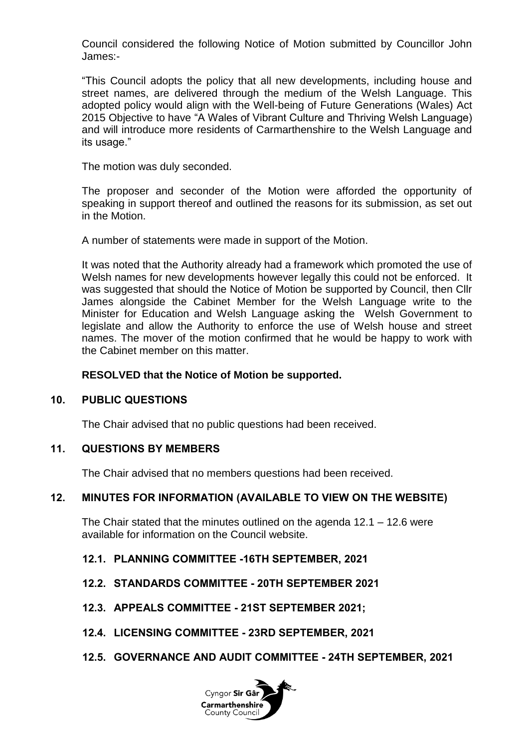Council considered the following Notice of Motion submitted by Councillor John James:-

"This Council adopts the policy that all new developments, including house and street names, are delivered through the medium of the Welsh Language. This adopted policy would align with the Well-being of Future Generations (Wales) Act 2015 Objective to have "A Wales of Vibrant Culture and Thriving Welsh Language) and will introduce more residents of Carmarthenshire to the Welsh Language and its usage."

The motion was duly seconded.

The proposer and seconder of the Motion were afforded the opportunity of speaking in support thereof and outlined the reasons for its submission, as set out in the Motion.

A number of statements were made in support of the Motion.

It was noted that the Authority already had a framework which promoted the use of Welsh names for new developments however legally this could not be enforced. It was suggested that should the Notice of Motion be supported by Council, then Cllr James alongside the Cabinet Member for the Welsh Language write to the Minister for Education and Welsh Language asking the Welsh Government to legislate and allow the Authority to enforce the use of Welsh house and street names. The mover of the motion confirmed that he would be happy to work with the Cabinet member on this matter.

**RESOLVED that the Notice of Motion be supported.**

## 10. PUBLIC QUESTIONS

The Chair advised that no public questions had been received.

## 11. QUESTIONS BY MEMBERS

The Chair advised that no members questions had been received.

## 12. MINUTES FOR INFORMATION (AVAILABLE TO VIEW ON THE WEBSITE)

The Chair stated that the minutes outlined on the agenda 12.1 – 12.6 were available for information on the Council website.

### 12.1. PLANNING COMMITTEE -16TH SEPTEMBER, 2021

### 12.2. STANDARDS COMMITTEE - 20TH SEPTEMBER 2021

### 12.3. APPEALS COMMITTEE - 21ST SEPTEMBER 2021;

### 12.4. LICENSING COMMITTEE - 23RD SEPTEMBER, 2021

### 12.5. GOVERNANCE AND AUDIT COMMITTEE - 24TH SEPTEMBER, 2021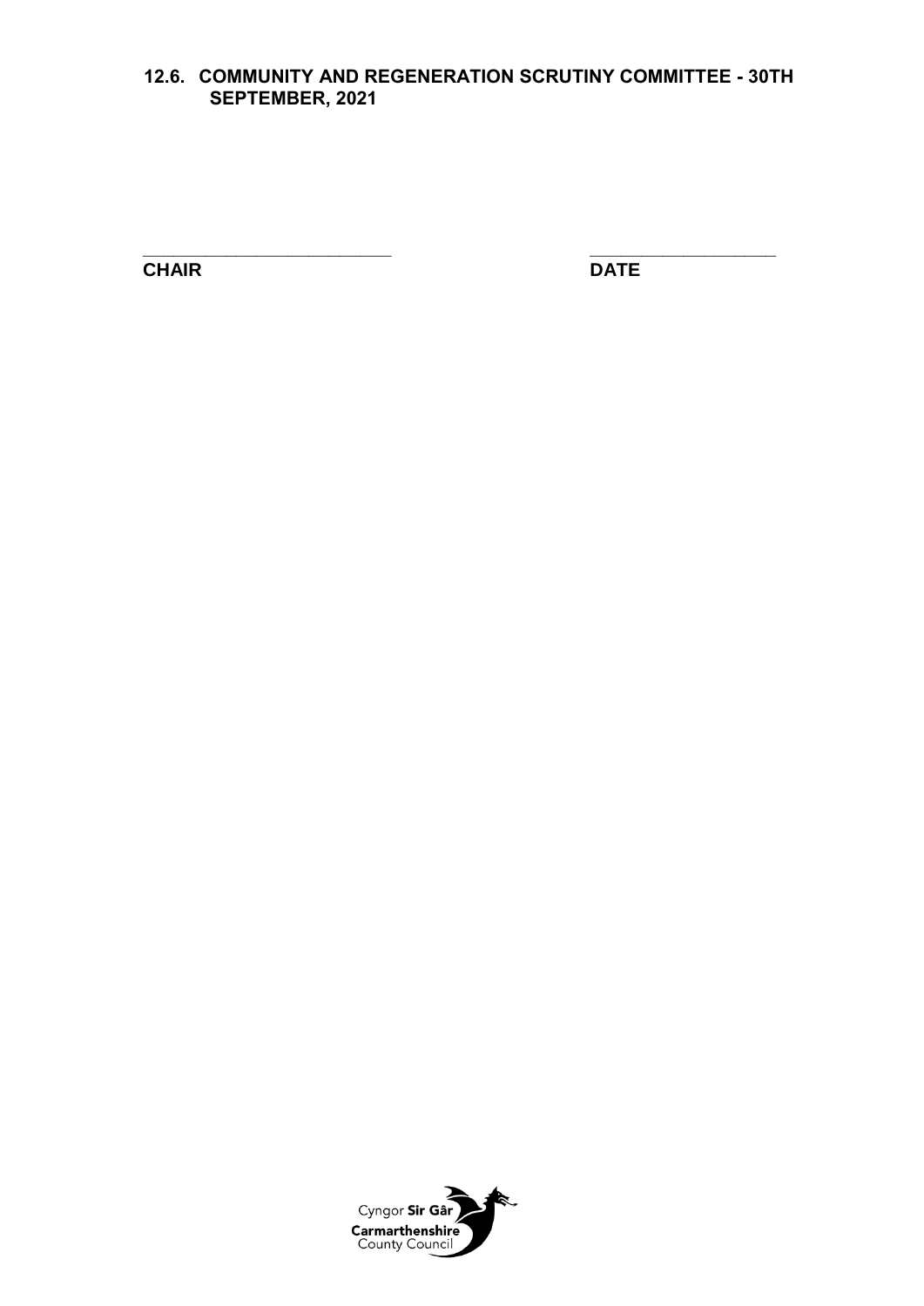**12.6. COMMUNITY AND REGENERATION SCRUTINY COMMITTEE - 30TH SEPTEMBER, 2021**

\_\_\_\_\_\_\_\_\_\_\_\_\_\_\_\_\_\_\_\_\_\_\_\_\_\_ \_\_\_\_\_\_\_\_\_\_\_\_\_\_\_\_\_\_\_\_

**CHAIR** **DATE**

Cyngor **Sir Gâr**
**Carmarthenshire**
County Council